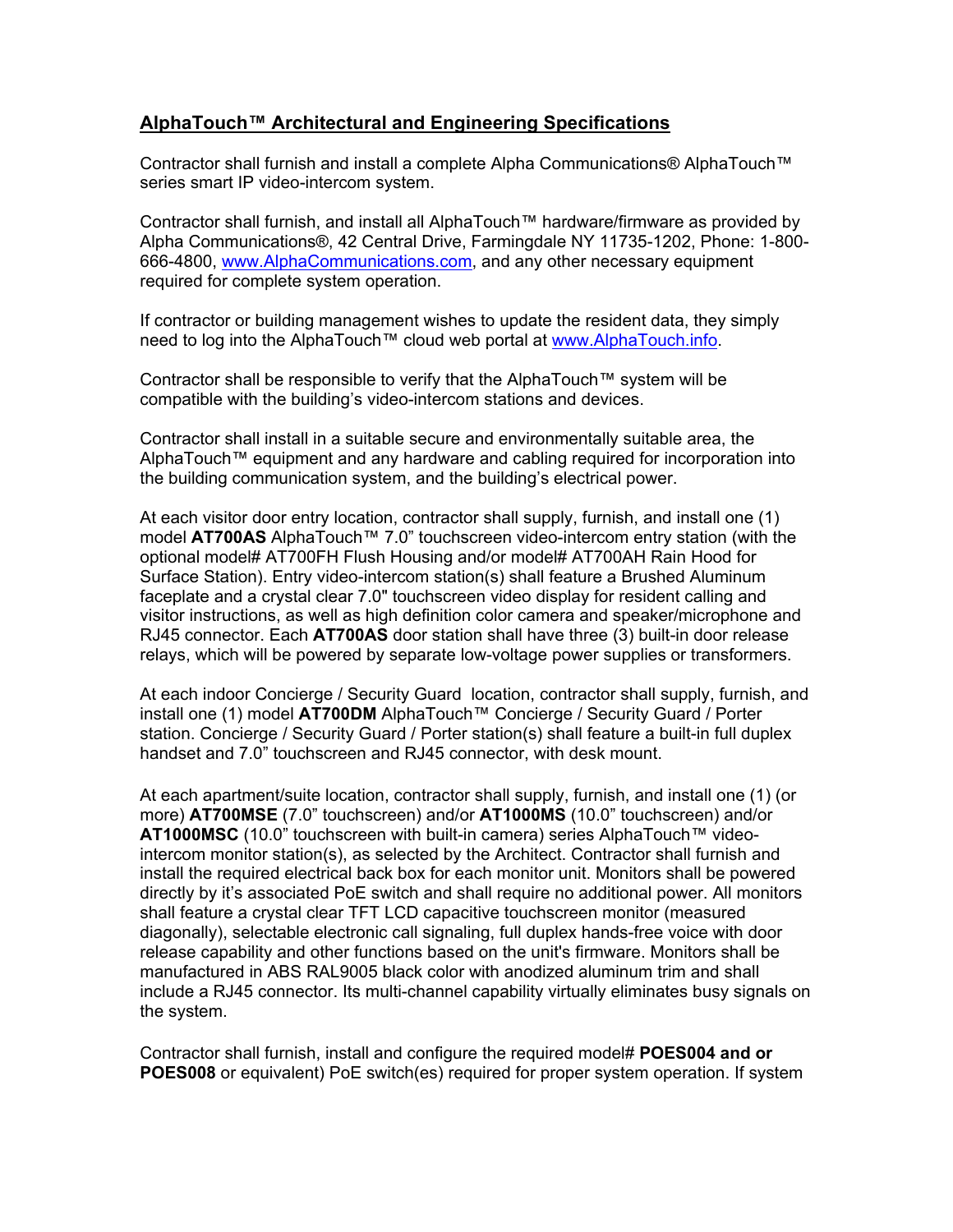## AlphaTouch™ Architectural and Engineering Specifications

Contractor shall furnish and install a complete Alpha Communications® AlphaTouch™ series smart IP video-intercom system.

Contractor shall furnish, and install all AlphaTouch™ hardware/firmware as provided by Alpha Communications®, 42 Central Drive, Farmingdale NY 11735-1202, Phone: 1-800-666-4800, www.AlphaCommunications.com, and any other necessary equipment required for complete system operation.

If contractor or building management wishes to update the resident data, they simply need to log into the AlphaTouch™ cloud web portal at www.AlphaTouch.info.

Contractor shall be responsible to verify that the AlphaTouch™ system will be compatible with the building's video-intercom stations and devices.

Contractor shall install in a suitable secure and environmentally suitable area, the AlphaTouch™ equipment and any hardware and cabling required for incorporation into the building communication system, and the building's electrical power.

At each visitor door entry location, contractor shall supply, furnish, and install one (1) model **AT700AS** AlphaTouch™ 7.0" touchscreen video-intercom entry station (with the optional model# AT700FH Flush Housing and/or model# AT700AH Rain Hood for Surface Station). Entry video-intercom station(s) shall feature a Brushed Aluminum faceplate and a crystal clear 7.0" touchscreen video display for resident calling and visitor instructions, as well as high definition color camera and speaker/microphone and RJ45 connector. Each **AT700AS** door station shall have three (3) built-in door release relays, which will be powered by separate low-voltage power supplies or transformers.

At each indoor Concierge / Security Guard location, contractor shall supply, furnish, and install one (1) model **AT700DM** AlphaTouch™ Concierge / Security Guard / Porter station. Concierge / Security Guard / Porter station(s) shall feature a built-in full duplex handset and 7.0" touchscreen and RJ45 connector, with desk mount.

At each apartment/suite location, contractor shall supply, furnish, and install one (1) (or more) **AT700MSE** (7.0" touchscreen) and/or **AT1000MS** (10.0" touchscreen) and/or **AT1000MSC** (10.0" touchscreen with built-in camera) series AlphaTouch™ video-intercom monitor station(s), as selected by the Architect. Contractor shall furnish and install the required electrical back box for each monitor unit. Monitors shall be powered directly by it's associated PoE switch and shall require no additional power. All monitors shall feature a crystal clear TFT LCD capacitive touchscreen monitor (measured diagonally), selectable electronic call signaling, full duplex hands-free voice with door release capability and other functions based on the unit's firmware. Monitors shall be manufactured in ABS RAL9005 black color with anodized aluminum trim and shall include a RJ45 connector. Its multi-channel capability virtually eliminates busy signals on the system.

Contractor shall furnish, install and configure the required model# **POES004 and or POES008** or equivalent) PoE switch(es) required for proper system operation. If system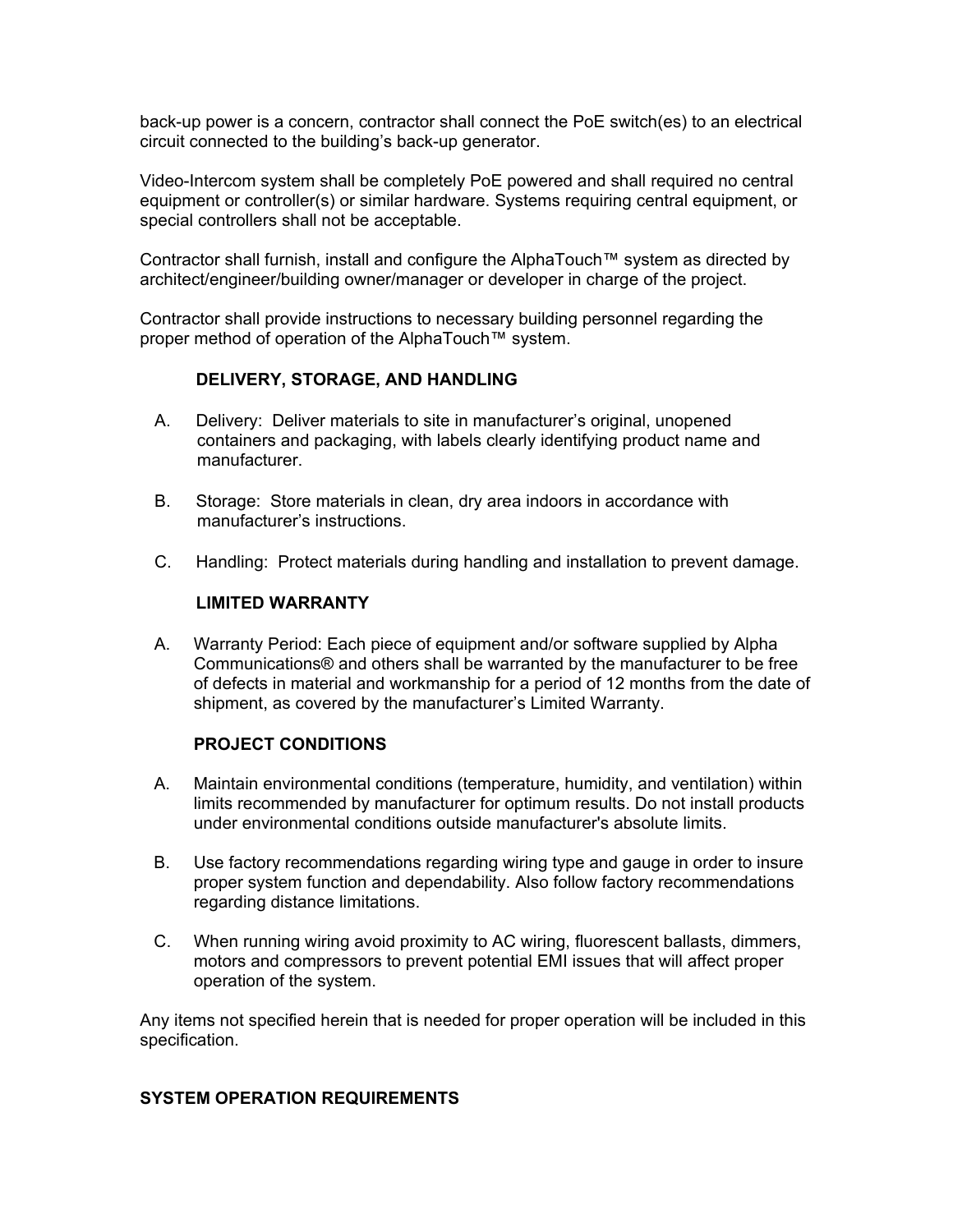back-up power is a concern, contractor shall connect the PoE switch(es) to an electrical circuit connected to the building's back-up generator.

Video-Intercom system shall be completely PoE powered and shall required no central equipment or controller(s) or similar hardware. Systems requiring central equipment, or special controllers shall not be acceptable.

Contractor shall furnish, install and configure the AlphaTouch™ system as directed by architect/engineer/building owner/manager or developer in charge of the project.

Contractor shall provide instructions to necessary building personnel regarding the proper method of operation of the AlphaTouch™ system.

### DELIVERY, STORAGE, AND HANDLING

A. Delivery: Deliver materials to site in manufacturer's original, unopened containers and packaging, with labels clearly identifying product name and manufacturer.

B. Storage: Store materials in clean, dry area indoors in accordance with manufacturer's instructions.

C. Handling: Protect materials during handling and installation to prevent damage.

### LIMITED WARRANTY

A. Warranty Period: Each piece of equipment and/or software supplied by Alpha Communications® and others shall be warranted by the manufacturer to be free of defects in material and workmanship for a period of 12 months from the date of shipment, as covered by the manufacturer's Limited Warranty.

### PROJECT CONDITIONS

A. Maintain environmental conditions (temperature, humidity, and ventilation) within limits recommended by manufacturer for optimum results. Do not install products under environmental conditions outside manufacturer's absolute limits.

B. Use factory recommendations regarding wiring type and gauge in order to insure proper system function and dependability. Also follow factory recommendations regarding distance limitations.

C. When running wiring avoid proximity to AC wiring, fluorescent ballasts, dimmers, motors and compressors to prevent potential EMI issues that will affect proper operation of the system.

Any items not specified herein that is needed for proper operation will be included in this specification.

## SYSTEM OPERATION REQUIREMENTS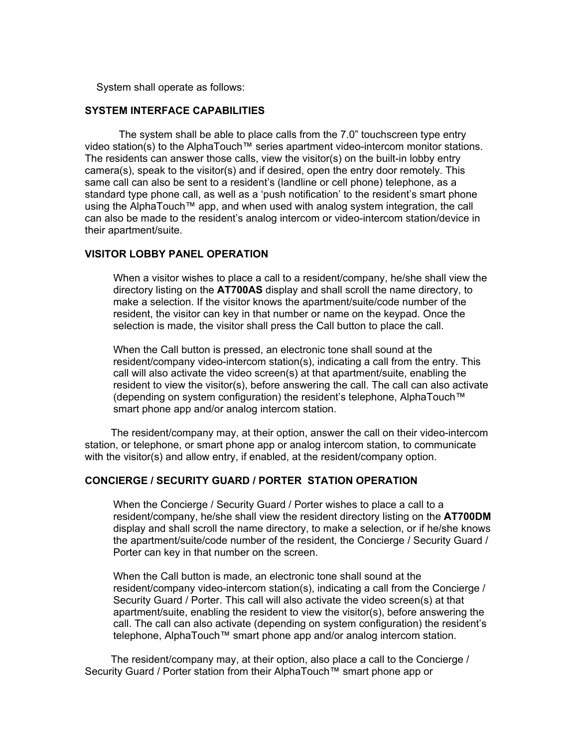System shall operate as follows:

## SYSTEM INTERFACE CAPABILITIES

The system shall be able to place calls from the 7.0" touchscreen type entry video station(s) to the AlphaTouch™ series apartment video-intercom monitor stations. The residents can answer those calls, view the visitor(s) on the built-in lobby entry camera(s), speak to the visitor(s) and if desired, open the entry door remotely. This same call can also be sent to a resident's (landline or cell phone) telephone, as a standard type phone call, as well as a 'push notification' to the resident's smart phone using the AlphaTouch™ app, and when used with analog system integration, the call can also be made to the resident's analog intercom or video-intercom station/device in their apartment/suite.

## VISITOR LOBBY PANEL OPERATION

When a visitor wishes to place a call to a resident/company, he/she shall view the directory listing on the **AT700AS** display and shall scroll the name directory, to make a selection. If the visitor knows the apartment/suite/code number of the resident, the visitor can key in that number or name on the keypad. Once the selection is made, the visitor shall press the Call button to place the call.

When the Call button is pressed, an electronic tone shall sound at the resident/company video-intercom station(s), indicating a call from the entry. This call will also activate the video screen(s) at that apartment/suite, enabling the resident to view the visitor(s), before answering the call. The call can also activate (depending on system configuration) the resident's telephone, AlphaTouch™ smart phone app and/or analog intercom station.

The resident/company may, at their option, answer the call on their video-intercom station, or telephone, or smart phone app or analog intercom station, to communicate with the visitor(s) and allow entry, if enabled, at the resident/company option.

## CONCIERGE / SECURITY GUARD / PORTER STATION OPERATION

When the Concierge / Security Guard / Porter wishes to place a call to a resident/company, he/she shall view the resident directory listing on the **AT700DM** display and shall scroll the name directory, to make a selection, or if he/she knows the apartment/suite/code number of the resident, the Concierge / Security Guard / Porter can key in that number on the screen.

When the Call button is made, an electronic tone shall sound at the resident/company video-intercom station(s), indicating a call from the Concierge / Security Guard / Porter. This call will also activate the video screen(s) at that apartment/suite, enabling the resident to view the visitor(s), before answering the call. The call can also activate (depending on system configuration) the resident's telephone, AlphaTouch™ smart phone app and/or analog intercom station.

The resident/company may, at their option, also place a call to the Concierge / Security Guard / Porter station from their AlphaTouch™ smart phone app or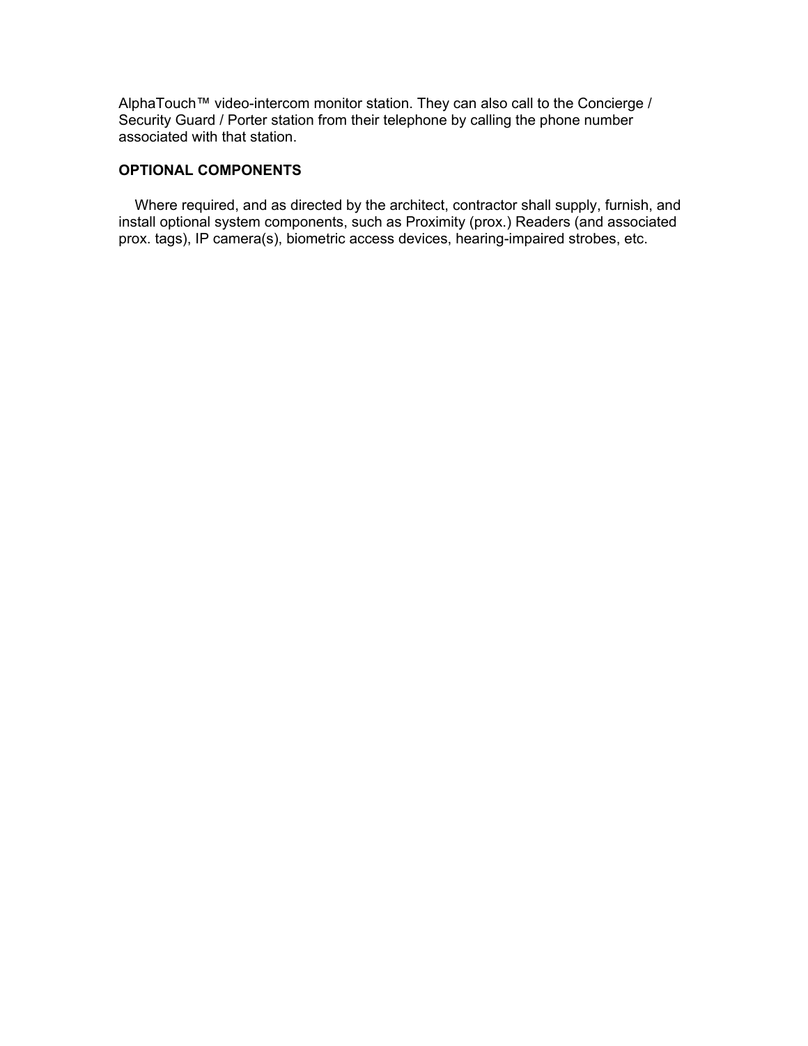AlphaTouch™ video-intercom monitor station. They can also call to the Concierge / Security Guard / Porter station from their telephone by calling the phone number associated with that station.

**OPTIONAL COMPONENTS**

Where required, and as directed by the architect, contractor shall supply, furnish, and install optional system components, such as Proximity (prox.) Readers (and associated prox. tags), IP camera(s), biometric access devices, hearing-impaired strobes, etc.